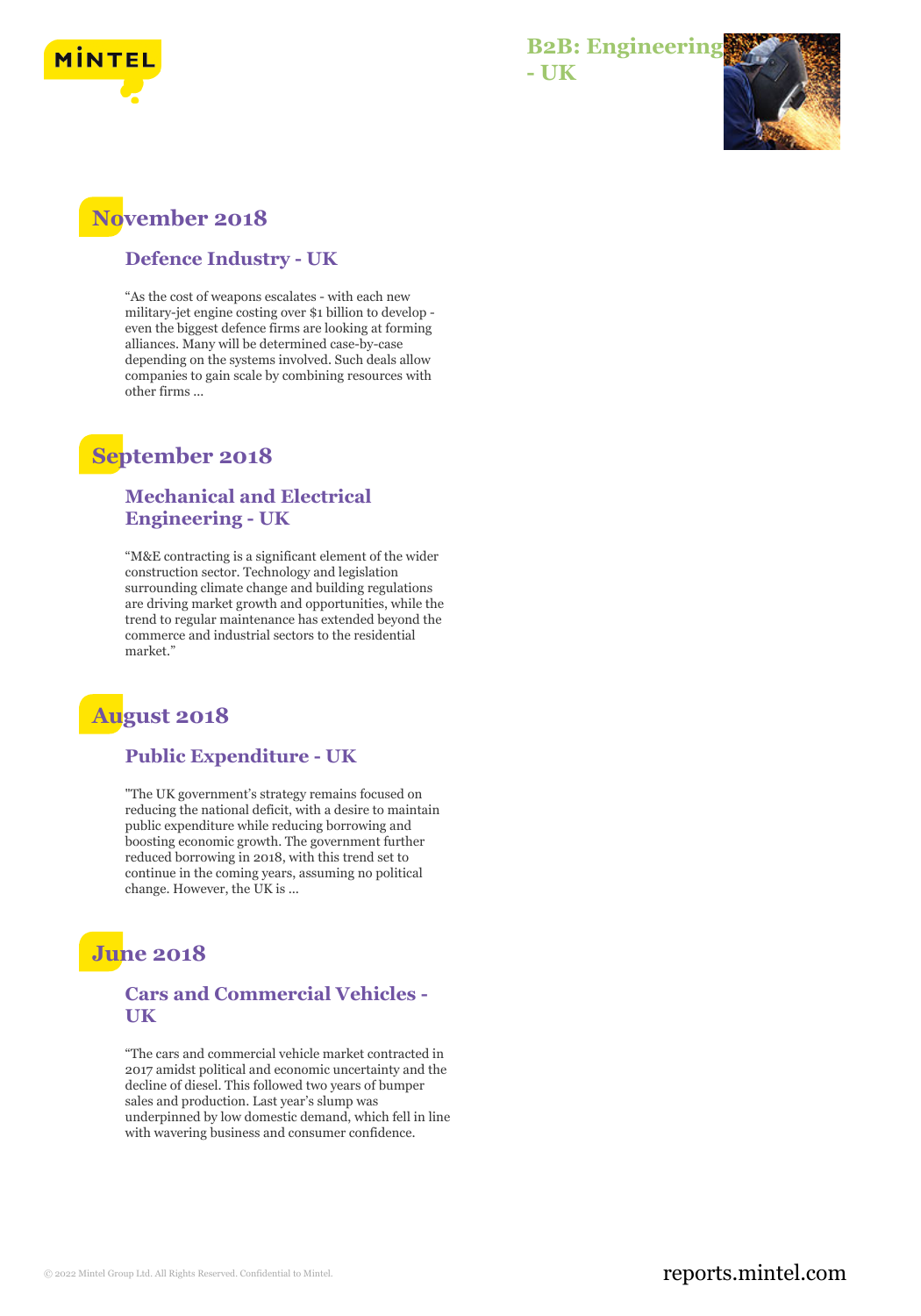# B2B: Engineering - UK

## November 2018

### Defence Industry - UK

“As the cost of weapons escalates - with each new military-jet engine costing over $1 billion to develop - even the biggest defence firms are looking at forming alliances. Many will be determined case-by-case depending on the systems involved. Such deals allow companies to gain scale by combining resources with other firms ...

## September 2018

### Mechanical and Electrical Engineering - UK

“M&E contracting is a significant element of the wider construction sector. Technology and legislation surrounding climate change and building regulations are driving market growth and opportunities, while the trend to regular maintenance has extended beyond the commerce and industrial sectors to the residential market.”

## August 2018

### Public Expenditure - UK

"The UK government’s strategy remains focused on reducing the national deficit, with a desire to maintain public expenditure while reducing borrowing and boosting economic growth. The government further reduced borrowing in 2018, with this trend set to continue in the coming years, assuming no political change. However, the UK is ...

## June 2018

### Cars and Commercial Vehicles - UK

“The cars and commercial vehicle market contracted in 2017 amidst political and economic uncertainty and the decline of diesel. This followed two years of bumper sales and production. Last year’s slump was underpinned by low domestic demand, which fell in line with wavering business and consumer confidence.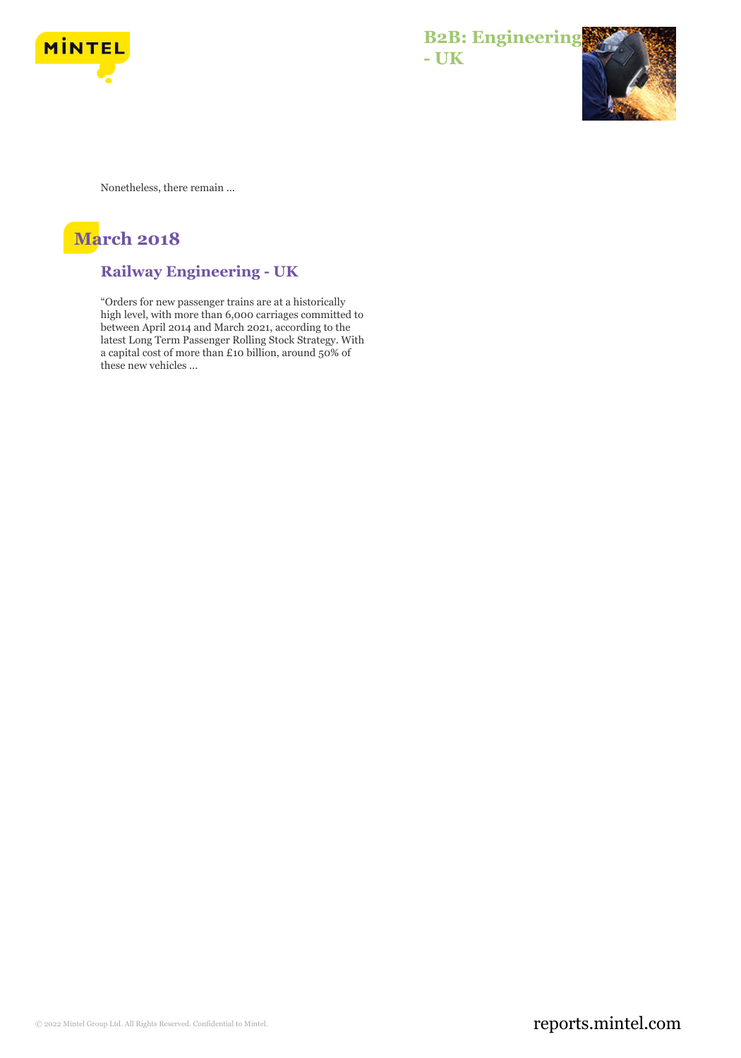Nonetheless, there remain ...

## March 2018

### Railway Engineering - UK

"Orders for new passenger trains are at a historically high level, with more than 6,000 carriages committed to between April 2014 and March 2021, according to the latest Long Term Passenger Rolling Stock Strategy. With a capital cost of more than £10 billion, around 50% of these new vehicles ...